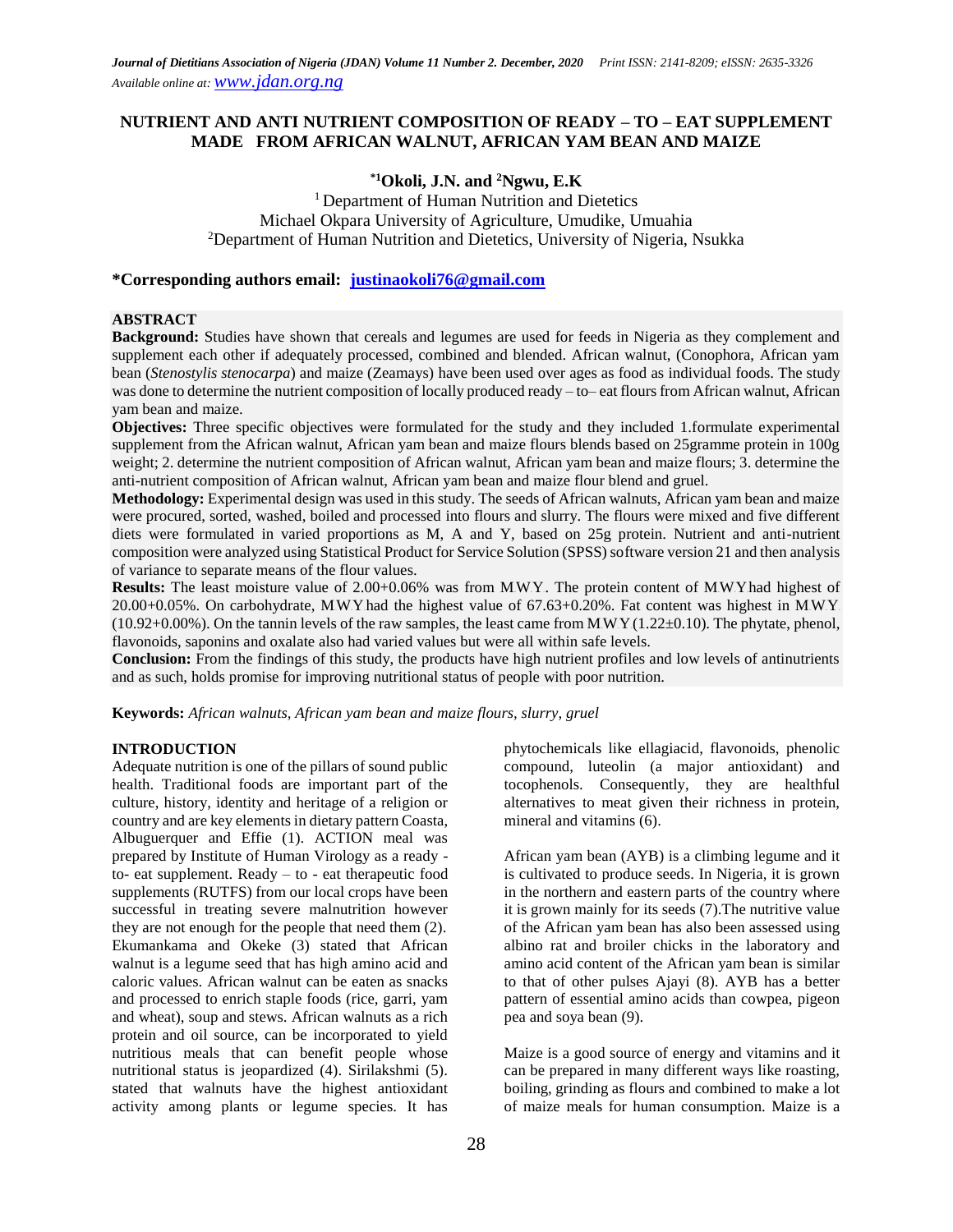*Journal of Dietitians Association of Nigeria (JDAN) Volume 11 Number 2. December, 2020 Print ISSN: 2141-8209; eISSN: 2635-3326*
*Available online at: www.jdan.org.ng*

# NUTRIENT AND ANTI NUTRIENT COMPOSITION OF READY – TO – EAT SUPPLEMENT MADE FROM AFRICAN WALNUT, AFRICAN YAM BEAN AND MAIZE

**[*1]Okoli, J.N. and [2]Ngwu, E.K**

[1] Department of Human Nutrition and Dietetics
Michael Okpara University of Agriculture, Umudike, Umuahia
[2]Department of Human Nutrition and Dietetics, University of Nigeria, Nsukka

**\*Corresponding authors email: justinaokoli76@gmail.com**

## ABSTRACT

**Background:** Studies have shown that cereals and legumes are used for feeds in Nigeria as they complement and supplement each other if adequately processed, combined and blended. African walnut, (Conophora, African yam bean (*Stenostylis stenocarpa*) and maize (Zeamays) have been used over ages as food as individual foods. The study was done to determine the nutrient composition of locally produced ready – to– eat flours from African walnut, African yam bean and maize.

**Objectives:** Three specific objectives were formulated for the study and they included 1.formulate experimental supplement from the African walnut, African yam bean and maize flours blends based on 25gramme protein in 100g weight; 2. determine the nutrient composition of African walnut, African yam bean and maize flours; 3. determine the anti-nutrient composition of African walnut, African yam bean and maize flour blend and gruel.

**Methodology:** Experimental design was used in this study. The seeds of African walnuts, African yam bean and maize were procured, sorted, washed, boiled and processed into flours and slurry. The flours were mixed and five different diets were formulated in varied proportions as M, A and Y, based on 25g protein. Nutrient and anti-nutrient composition were analyzed using Statistical Product for Service Solution (SPSS) software version 21 and then analysis of variance to separate means of the flour values.

**Results:** The least moisture value of 2.00+0.06% was from MWY. The protein content of MWY had highest of 20.00+0.05%. On carbohydrate, MWY had the highest value of 67.63+0.20%. Fat content was highest in MWY (10.92+0.00%). On the tannin levels of the raw samples, the least came from MWY (1.22±0.10). The phytate, phenol, flavonoids, saponins and oxalate also had varied values but were all within safe levels.

**Conclusion:** From the findings of this study, the products have high nutrient profiles and low levels of antinutrients and as such, holds promise for improving nutritional status of people with poor nutrition.

**Keywords:** *African walnuts, African yam bean and maize flours, slurry, gruel*

## INTRODUCTION

Adequate nutrition is one of the pillars of sound public health. Traditional foods are important part of the culture, history, identity and heritage of a religion or country and are key elements in dietary pattern Coasta, Albuguerquer and Effie (1). ACTION meal was prepared by Institute of Human Virology as a ready - to- eat supplement. Ready – to - eat therapeutic food supplements (RUTFS) from our local crops have been successful in treating severe malnutrition however they are not enough for the people that need them (2). Ekumankama and Okeke (3) stated that African walnut is a legume seed that has high amino acid and caloric values. African walnut can be eaten as snacks and processed to enrich staple foods (rice, garri, yam and wheat), soup and stews. African walnuts as a rich protein and oil source, can be incorporated to yield nutritious meals that can benefit people whose nutritional status is jeopardized (4). Sirilakshmi (5). stated that walnuts have the highest antioxidant activity among plants or legume species. It has phytochemicals like ellagiacid, flavonoids, phenolic compound, luteolin (a major antioxidant) and tocophenols. Consequently, they are healthful alternatives to meat given their richness in protein, mineral and vitamins (6).

African yam bean (AYB) is a climbing legume and it is cultivated to produce seeds. In Nigeria, it is grown in the northern and eastern parts of the country where it is grown mainly for its seeds (7).The nutritive value of the African yam bean has also been assessed using albino rat and broiler chicks in the laboratory and amino acid content of the African yam bean is similar to that of other pulses Ajayi (8). AYB has a better pattern of essential amino acids than cowpea, pigeon pea and soya bean (9).

Maize is a good source of energy and vitamins and it can be prepared in many different ways like roasting, boiling, grinding as flours and combined to make a lot of maize meals for human consumption. Maize is a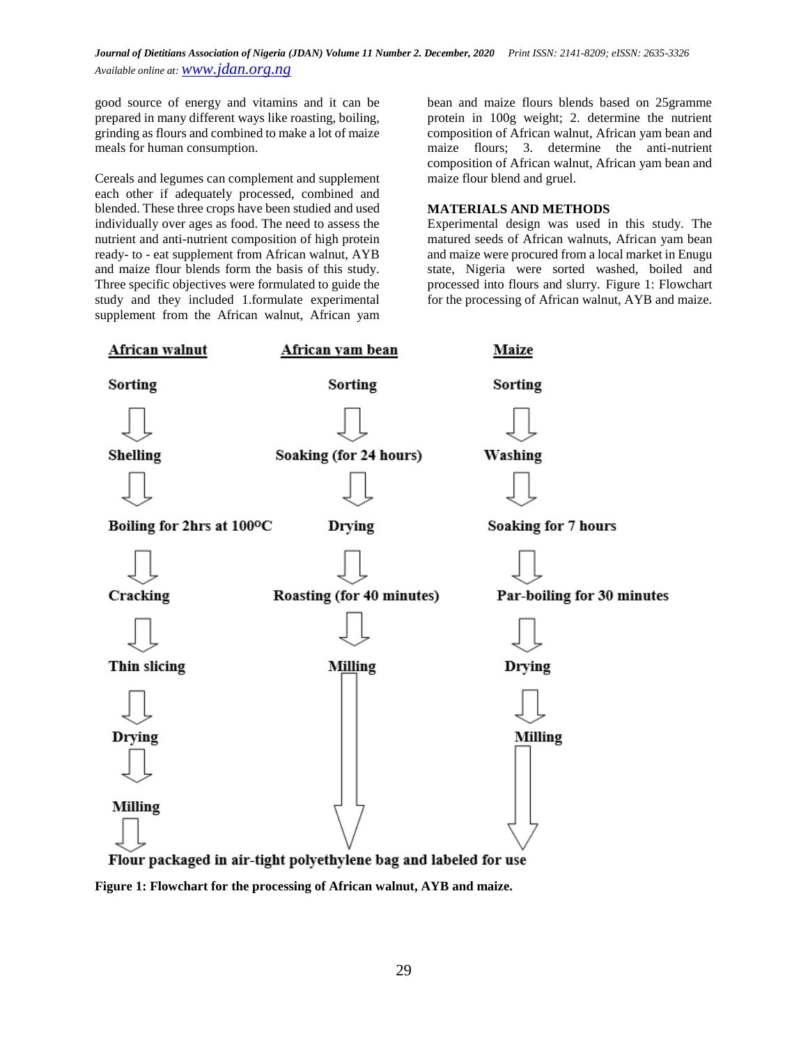good source of energy and vitamins and it can be prepared in many different ways like roasting, boiling, grinding as flours and combined to make a lot of maize meals for human consumption.

Cereals and legumes can complement and supplement each other if adequately processed, combined and blended. These three crops have been studied and used individually over ages as food. The need to assess the nutrient and anti-nutrient composition of high protein ready- to - eat supplement from African walnut, AYB and maize flour blends form the basis of this study. Three specific objectives were formulated to guide the study and they included 1.formulate experimental supplement from the African walnut, African yam bean and maize flours blends based on 25gramme protein in 100g weight; 2. determine the nutrient composition of African walnut, African yam bean and maize flours; 3. determine the anti-nutrient composition of African walnut, African yam bean and maize flour blend and gruel.

## MATERIALS AND METHODS

Experimental design was used in this study. The matured seeds of African walnuts, African yam bean and maize were procured from a local market in Enugu state, Nigeria were sorted washed, boiled and processed into flours and slurry. Figure 1: Flowchart for the processing of African walnut, AYB and maize.

**African walnut**: Sorting → Shelling → Boiling for 2hrs at 100°C → Cracking → Thin slicing → Drying → Milling

**African yam bean**: Sorting → Soaking (for 24 hours) → Drying → Roasting (for 40 minutes) → Milling

**Maize**: Sorting → Washing → Soaking for 7 hours → Par-boiling for 30 minutes → Drying → Milling

→ Flour packaged in air-tight polyethylene bag and labeled for use

**Figure 1: Flowchart for the processing of African walnut, AYB and maize.**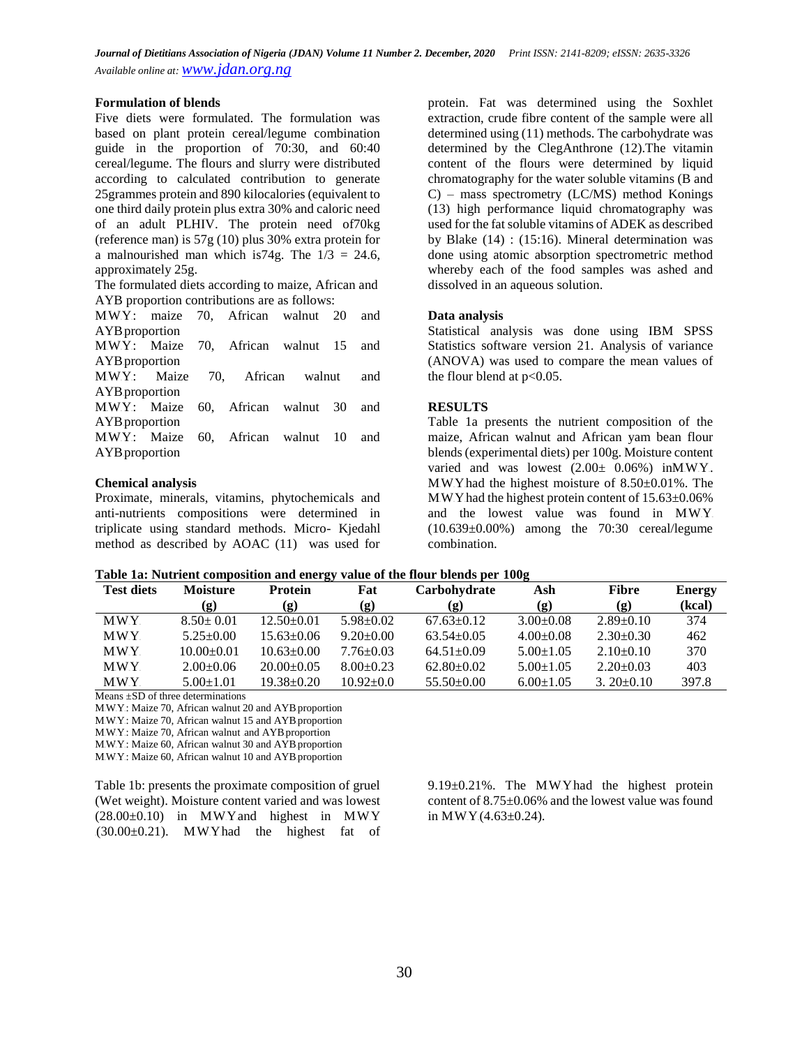## Formulation of blends

Five diets were formulated. The formulation was based on plant protein cereal/legume combination guide in the proportion of 70:30, and 60:40 cereal/legume. The flours and slurry were distributed according to calculated contribution to generate 25grammes protein and 890 kilocalories (equivalent to one third daily protein plus extra 30% and caloric need of an adult PLHIV. The protein need of70kg (reference man) is 57g (10) plus 30% extra protein for a malnourished man which is74g. The 1/3 = 24.6, approximately 25g.

The formulated diets according to maize, African and AYB proportion contributions are as follows:

MWY: maize 70, African walnut 20 and AYB proportion

MWY: Maize 70, African walnut 15 and AYB proportion

MWY: Maize 70, African walnut and AYB proportion

MWY: Maize 60, African walnut 30 and AYB proportion

MWY: Maize 60, African walnut 10 and AYB proportion

## Chemical analysis

Proximate, minerals, vitamins, phytochemicals and anti-nutrients compositions were determined in triplicate using standard methods. Micro- Kjedahl method as described by AOAC (11) was used for protein. Fat was determined using the Soxhlet extraction, crude fibre content of the sample were all determined using (11) methods. The carbohydrate was determined by the ClegAnthrone (12).The vitamin content of the flours were determined by liquid chromatography for the water soluble vitamins (B and C) – mass spectrometry (LC/MS) method Konings (13) high performance liquid chromatography was used for the fat soluble vitamins of ADEK as described by Blake (14) : (15:16). Mineral determination was done using atomic absorption spectrometric method whereby each of the food samples was ashed and dissolved in an aqueous solution.

## Data analysis

Statistical analysis was done using IBM SPSS Statistics software version 21. Analysis of variance (ANOVA) was used to compare the mean values of the flour blend at $p<0.05$.

## RESULTS

Table 1a presents the nutrient composition of the maize, African walnut and African yam bean flour blends (experimental diets) per 100g. Moisture content varied and was lowest (2.00± 0.06%) inMWY. MWYhad the highest moisture of 8.50±0.01%. The MWYhad the highest protein content of 15.63±0.06% and the lowest value was found in MWY (10.639±0.00%) among the 70:30 cereal/legume combination.

**Table 1a: Nutrient composition and energy value of the flour blends per 100g**

| Test diets | Moisture (g) | Protein (g) | Fat (g) | Carbohydrate (g) | Ash (g) | Fibre (g) | Energy (kcal) |
|---|---|---|---|---|---|---|---|
| MWY | 8.50± 0.01 | 12.50±0.01 | 5.98±0.02 | 67.63±0.12 | 3.00±0.08 | 2.89±0.10 | 374 |
| MWY | 5.25±0.00 | 15.63±0.06 | 9.20±0.00 | 63.54±0.05 | 4.00±0.08 | 2.30±0.30 | 462 |
| MWY | 10.00±0.01 | 10.63±0.00 | 7.76±0.03 | 64.51±0.09 | 5.00±1.05 | 2.10±0.10 | 370 |
| MWY | 2.00±0.06 | 20.00±0.05 | 8.00±0.23 | 62.80±0.02 | 5.00±1.05 | 2.20±0.03 | 403 |
| MWY | 5.00±1.01 | 19.38±0.20 | 10.92±0.0 | 55.50±0.00 | 6.00±1.05 | 3. 20±0.10 | 397.8 |

Means ±SD of three determinations

MWY: Maize 70, African walnut 20 and AYB proportion

MWY: Maize 70, African walnut 15 and AYB proportion

MWY: Maize 70, African walnut and AYB proportion

MWY: Maize 60, African walnut 30 and AYB proportion

MWY: Maize 60, African walnut 10 and AYB proportion

Table 1b: presents the proximate composition of gruel (Wet weight). Moisture content varied and was lowest (28.00±0.10) in MWYand highest in MWY (30.00±0.21). MWYhad the highest fat of 9.19±0.21%. The MWYhad the highest protein content of 8.75±0.06% and the lowest value was found in MWY (4.63±0.24).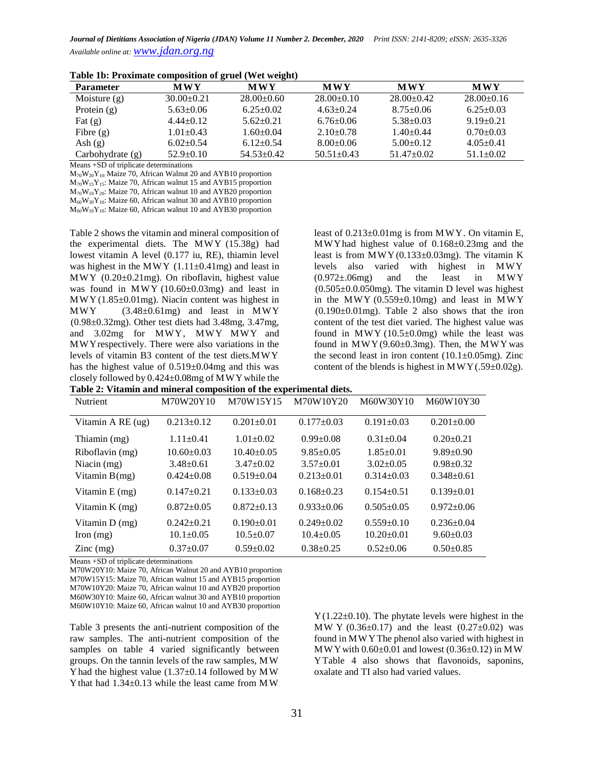**Table 1b: Proximate composition of gruel (Wet weight)**

| Parameter | MWY | MWY | MWY | MWY | MWY |
|---|---|---|---|---|---|
| Moisture (g) | 30.00±0.21 | 28.00±0.60 | 28.00±0.10 | 28.00±0.42 | 28.00±0.16 |
| Protein (g) | 5.63±0.06 | 6.25±0.02 | 4.63±0.24 | 8.75±0.06 | 6.25±0.03 |
| Fat (g) | 4.44±0.12 | 5.62±0.21 | 6.76±0.06 | 5.38±0.03 | 9.19±0.21 |
| Fibre (g) | 1.01±0.43 | 1.60±0.04 | 2.10±0.78 | 1.40±0.44 | 0.70±0.03 |
| Ash (g) | 6.02±0.54 | 6.12±0.54 | 8.00±0.06 | 5.00±0.12 | 4.05±0.41 |
| Carbohydrate (g) | 52.9±0.10 | 54.53±0.42 | 50.51±0.43 | 51.47±0.02 | 51.1±0.02 |

Means +SD of triplicate determinations

$M_{70}W_{20}Y_{10}$: Maize 70, African Walnut 20 and AYB10 proportion

$M_{70}W_{15}Y_{15}$: Maize 70, African walnut 15 and AYB15 proportion

$M_{70}W_{10}Y_{20}$: Maize 70, African walnut 10 and AYB20 proportion

$M_{60}W_{30}Y_{10}$: Maize 60, African walnut 30 and AYB10 proportion

$M_{60}W_{10}Y_{10}$: Maize 60, African walnut 10 and AYB30 proportion

Table 2 shows the vitamin and mineral composition of the experimental diets. The MWY (15.38g) had lowest vitamin A level (0.177 iu, RE), thiamin level was highest in the MWY (1.11±0.41mg) and least in MWY (0.20±0.21mg). On riboflavin, highest value was found in MWY (10.60±0.03mg) and least in MWY (1.85±0.01mg). Niacin content was highest in MWY (3.48±0.61mg) and least in MWY (0.98±0.32mg). Other test diets had 3.48mg, 3.47mg, and 3.02mg for MWY, MWY MWY and MWY respectively. There were also variations in the levels of vitamin B3 content of the test diets. MWY has the highest value of 0.519±0.04mg and this was closely followed by 0.424±0.08mg of MWY while the least of 0.213±0.01mg is from MWY. On vitamin E, MWY had highest value of 0.168±0.23mg and the least is from MWY (0.133±0.03mg). The vitamin K levels also varied with highest in MWY (0.972±.06mg) and the least in MWY (0.505±0.0.050mg). The vitamin D level was highest in the MWY (0.559±0.10mg) and least in MWY (0.190±0.01mg). Table 2 also shows that the iron content of the test diet varied. The highest value was found in MWY (10.5±0.0mg) while the least was found in MWY (9.60±0.3mg). Then, the MWY was the second least in iron content (10.1±0.05mg). Zinc content of the blends is highest in MWY (.59±0.02g).

**Table 2: Vitamin and mineral composition of the experimental diets.**

| Nutrient | M70W20Y10 | M70W15Y15 | M70W10Y20 | M60W30Y10 | M60W10Y30 |
|---|---|---|---|---|---|
| Vitamin A RE (ug) | 0.213±0.12 | 0.201±0.01 | 0.177±0.03 | 0.191±0.03 | 0.201±0.00 |
| Thiamin (mg) | 1.11±0.41 | 1.01±0.02 | 0.99±0.08 | 0.31±0.04 | 0.20±0.21 |
| Riboflavin (mg) | 10.60±0.03 | 10.40±0.05 | 9.85±0.05 | 1.85±0.01 | 9.89±0.90 |
| Niacin (mg) | 3.48±0.61 | 3.47±0.02 | 3.57±0.01 | 3.02±0.05 | 0.98±0.32 |
| Vitamin B(mg) | 0.424±0.08 | 0.519±0.04 | 0.213±0.01 | 0.314±0.03 | 0.348±0.61 |
| Vitamin E (mg) | 0.147±0.21 | 0.133±0.03 | 0.168±0.23 | 0.154±0.51 | 0.139±0.01 |
| Vitamin K (mg) | 0.872±0.05 | 0.872±0.13 | 0.933±0.06 | 0.505±0.05 | 0.972±0.06 |
| Vitamin D (mg) | 0.242±0.21 | 0.190±0.01 | 0.249±0.02 | 0.559±0.10 | 0.236±0.04 |
| Iron (mg) | 10.1±0.05 | 10.5±0.07 | 10.4±0.05 | 10.20±0.01 | 9.60±0.03 |
| Zinc (mg) | 0.37±0.07 | 0.59±0.02 | 0.38±0.25 | 0.52±0.06 | 0.50±0.85 |

Means +SD of triplicate determinations

M70W20Y10: Maize 70, African Walnut 20 and AYB10 proportion

M70W15Y15: Maize 70, African walnut 15 and AYB15 proportion

M70W10Y20: Maize 70, African walnut 10 and AYB20 proportion

M60W30Y10: Maize 60, African walnut 30 and AYB10 proportion

M60W10Y10: Maize 60, African walnut 10 and AYB30 proportion

Table 3 presents the anti-nutrient composition of the raw samples. The anti-nutrient composition of the samples on table 4 varied significantly between groups. On the tannin levels of the raw samples, MW Y had the highest value (1.37±0.14 followed by MW Y that had 1.34±0.13 while the least came from MW Y (1.22±0.10). The phytate levels were highest in the MW Y (0.36±0.17) and the least (0.27±0.02) was found in MWY The phenol also varied with highest in MWY with 0.60±0.01 and lowest (0.36±0.12) in MW Y Table 4 also shows that flavonoids, saponins, oxalate and TI also had varied values.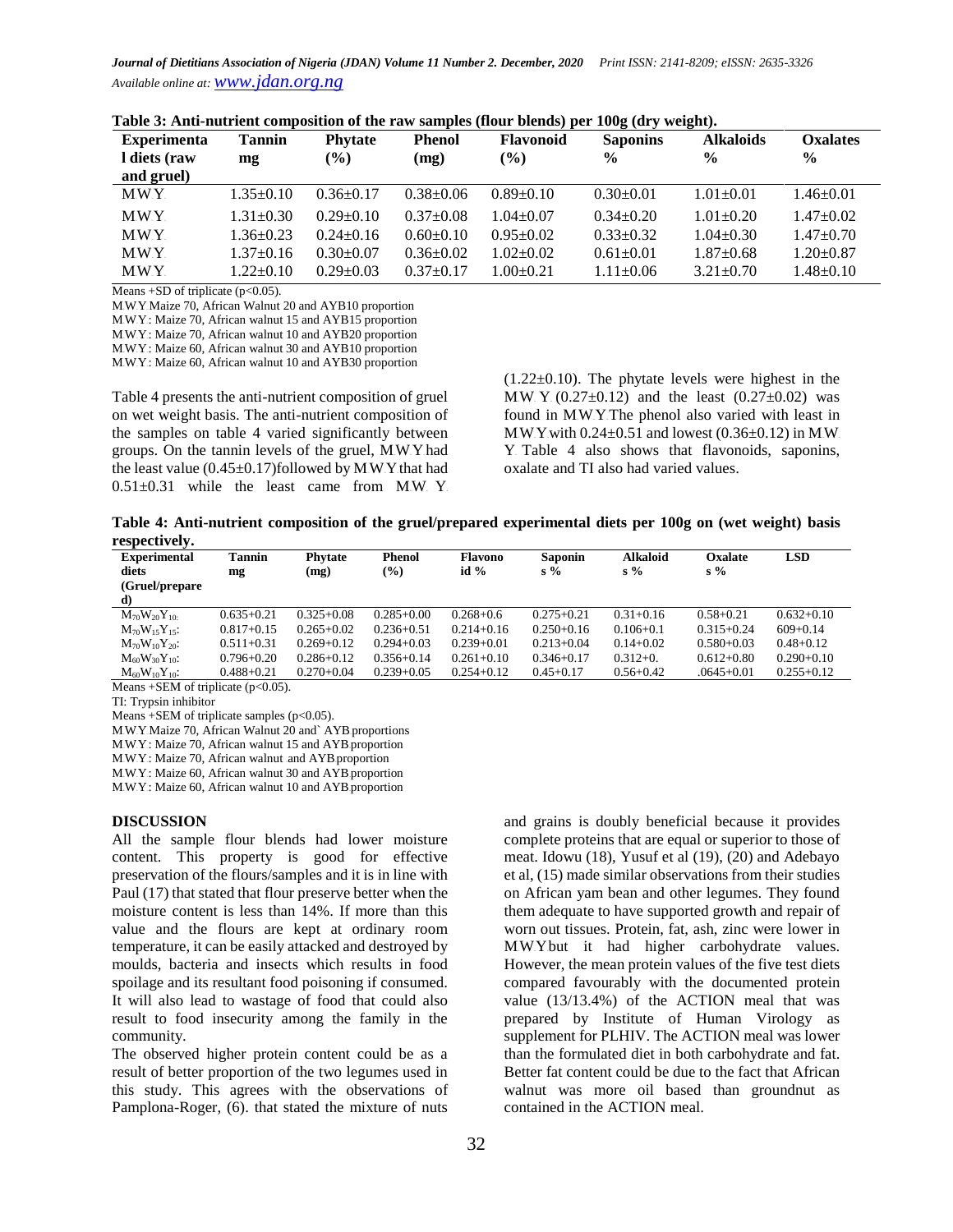**Table 3: Anti-nutrient composition of the raw samples (flour blends) per 100g (dry weight).**

| Experimental diets (raw and gruel) | Tannin mg | Phytate (%) | Phenol (mg) | Flavonoid (%) | Saponins % | Alkaloids % | Oxalates % |
|---|---|---|---|---|---|---|---|
| MWY | 1.35±0.10 | 0.36±0.17 | 0.38±0.06 | 0.89±0.10 | 0.30±0.01 | 1.01±0.01 | 1.46±0.01 |
| MWY | 1.31±0.30 | 0.29±0.10 | 0.37±0.08 | 1.04±0.07 | 0.34±0.20 | 1.01±0.20 | 1.47±0.02 |
| MWY | 1.36±0.23 | 0.24±0.16 | 0.60±0.10 | 0.95±0.02 | 0.33±0.32 | 1.04±0.30 | 1.47±0.70 |
| MWY | 1.37±0.16 | 0.30±0.07 | 0.36±0.02 | 1.02±0.02 | 0.61±0.01 | 1.87±0.68 | 1.20±0.87 |
| MWY | 1.22±0.10 | 0.29±0.03 | 0.37±0.17 | 1.00±0.21 | 1.11±0.06 | 3.21±0.70 | 1.48±0.10 |

Means +SD of triplicate ($p<0.05$).
MWY Maize 70, African Walnut 20 and AYB10 proportion
MWY: Maize 70, African walnut 15 and AYB15 proportion
MWY: Maize 70, African walnut 10 and AYB20 proportion
MWY: Maize 60, African walnut 30 and AYB10 proportion
MWY: Maize 60, African walnut 10 and AYB30 proportion

Table 4 presents the anti-nutrient composition of gruel on wet weight basis. The anti-nutrient composition of the samples on table 4 varied significantly between groups. On the tannin levels of the gruel, MWY had the least value (0.45±0.17)followed by MWY that had 0.51±0.31 while the least came from MWY (1.22±0.10). The phytate levels were highest in the MWY (0.27±0.12) and the least (0.27±0.02) was found in MWY The phenol also varied with least in MWY with 0.24±0.51 and lowest (0.36±0.12) in MWY Table 4 also shows that flavonoids, saponins, oxalate and TI also had varied values.

**Table 4: Anti-nutrient composition of the gruel/prepared experimental diets per 100g on (wet weight) basis respectively.**

| Experimental diets (Gruel/prepared) | Tannin mg | Phytate (mg) | Phenol (%) | Flavonoid % | Saponins % | Alkaloids % | Oxalates % | LSD |
|---|---|---|---|---|---|---|---|---|
| $M_{70}W_{20}Y_{10}$: | 0.635+0.21 | 0.325+0.08 | 0.285+0.00 | 0.268+0.6 | 0.275+0.21 | 0.31+0.16 | 0.58+0.21 | 0.632+0.10 |
| $M_{70}W_{15}Y_{15}$: | 0.817+0.15 | 0.265+0.02 | 0.236+0.51 | 0.214+0.16 | 0.250+0.16 | 0.106+0.1 | 0.315+0.24 | 609+0.14 |
| $M_{70}W_{10}Y_{20}$: | 0.511+0.31 | 0.269+0.12 | 0.294+0.03 | 0.239+0.01 | 0.213+0.04 | 0.14+0.02 | 0.580+0.03 | 0.48+0.12 |
| $M_{60}W_{30}Y_{10}$: | 0.796+0.20 | 0.286+0.12 | 0.356+0.14 | 0.261+0.10 | 0.346+0.17 | 0.312+0. | 0.612+0.80 | 0.290+0.10 |
| $M_{60}W_{10}Y_{10}$: | 0.488+0.21 | 0.270+0.04 | 0.239+0.05 | 0.254+0.12 | 0.45+0.17 | 0.56+0.42 | .0645+0.01 | 0.255+0.12 |

Means +SEM of triplicate ($p<0.05$).
TI: Trypsin inhibitor
Means +SEM of triplicate samples ($p<0.05$).
MWY Maize 70, African Walnut 20 and` AYB proportions
MWY: Maize 70, African walnut 15 and AYB proportion
MWY: Maize 70, African walnut and AYB proportion
MWY: Maize 60, African walnut 30 and AYB proportion
MWY: Maize 60, African walnut 10 and AYB proportion

## DISCUSSION

All the sample flour blends had lower moisture content. This property is good for effective preservation of the flours/samples and it is in line with Paul (17) that stated that flour preserve better when the moisture content is less than 14%. If more than this value and the flours are kept at ordinary room temperature, it can be easily attacked and destroyed by moulds, bacteria and insects which results in food spoilage and its resultant food poisoning if consumed. It will also lead to wastage of food that could also result to food insecurity among the family in the community.

The observed higher protein content could be as a result of better proportion of the two legumes used in this study. This agrees with the observations of Pamplona-Roger, (6). that stated the mixture of nuts and grains is doubly beneficial because it provides complete proteins that are equal or superior to those of meat. Idowu (18), Yusuf et al (19), (20) and Adebayo et al, (15) made similar observations from their studies on African yam bean and other legumes. They found them adequate to have supported growth and repair of worn out tissues. Protein, fat, ash, zinc were lower in MWY but it had higher carbohydrate values. However, the mean protein values of the five test diets compared favourably with the documented protein value (13/13.4%) of the ACTION meal that was prepared by Institute of Human Virology as supplement for PLHIV. The ACTION meal was lower than the formulated diet in both carbohydrate and fat. Better fat content could be due to the fact that African walnut was more oil based than groundnut as contained in the ACTION meal.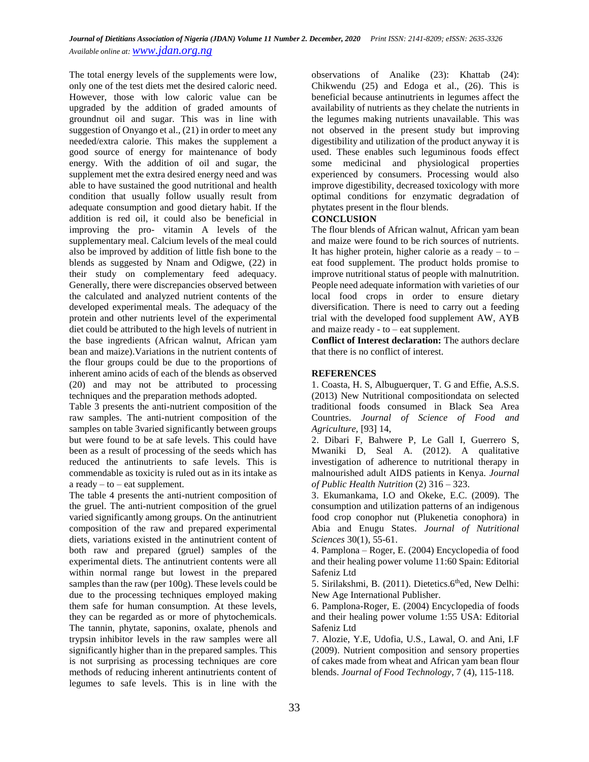The total energy levels of the supplements were low, only one of the test diets met the desired caloric need. However, those with low caloric value can be upgraded by the addition of graded amounts of groundnut oil and sugar. This was in line with suggestion of Onyango et al., (21) in order to meet any needed/extra calorie. This makes the supplement a good source of energy for maintenance of body energy. With the addition of oil and sugar, the supplement met the extra desired energy need and was able to have sustained the good nutritional and health condition that usually follow usually result from adequate consumption and good dietary habit. If the addition is red oil, it could also be beneficial in improving the pro- vitamin A levels of the supplementary meal. Calcium levels of the meal could also be improved by addition of little fish bone to the blends as suggested by Nnam and Odigwe, (22) in their study on complementary feed adequacy. Generally, there were discrepancies observed between the calculated and analyzed nutrient contents of the developed experimental meals. The adequacy of the protein and other nutrients level of the experimental diet could be attributed to the high levels of nutrient in the base ingredients (African walnut, African yam bean and maize).Variations in the nutrient contents of the flour groups could be due to the proportions of inherent amino acids of each of the blends as observed (20) and may not be attributed to processing techniques and the preparation methods adopted.

Table 3 presents the anti-nutrient composition of the raw samples. The anti-nutrient composition of the samples on table 3varied significantly between groups but were found to be at safe levels. This could have been as a result of processing of the seeds which has reduced the antinutrients to safe levels. This is commendable as toxicity is ruled out as in its intake as a ready – to – eat supplement.

The table 4 presents the anti-nutrient composition of the gruel. The anti-nutrient composition of the gruel varied significantly among groups. On the antinutrient composition of the raw and prepared experimental diets, variations existed in the antinutrient content of both raw and prepared (gruel) samples of the experimental diets. The antinutrient contents were all within normal range but lowest in the prepared samples than the raw (per 100g). These levels could be due to the processing techniques employed making them safe for human consumption. At these levels, they can be regarded as or more of phytochemicals. The tannin, phytate, saponins, oxalate, phenols and trypsin inhibitor levels in the raw samples were all significantly higher than in the prepared samples. This is not surprising as processing techniques are core methods of reducing inherent antinutrients content of legumes to safe levels. This is in line with the observations of Analike (23): Khattab (24): Chikwendu (25) and Edoga et al., (26). This is beneficial because antinutrients in legumes affect the availability of nutrients as they chelate the nutrients in the legumes making nutrients unavailable. This was not observed in the present study but improving digestibility and utilization of the product anyway it is used. These enables such leguminous foods effect some medicinal and physiological properties experienced by consumers. Processing would also improve digestibility, decreased toxicology with more optimal conditions for enzymatic degradation of phytates present in the flour blends.

## CONCLUSION

The flour blends of African walnut, African yam bean and maize were found to be rich sources of nutrients. It has higher protein, higher calorie as a ready – to – eat food supplement. The product holds promise to improve nutritional status of people with malnutrition. People need adequate information with varieties of our local food crops in order to ensure dietary diversification. There is need to carry out a feeding trial with the developed food supplement AW, AYB and maize ready - to – eat supplement.

**Conflict of Interest declaration:** The authors declare that there is no conflict of interest.

## REFERENCES

1. Coasta, H. S, Albuguerquer, T. G and Effie, A.S.S. (2013) New Nutritional compositiondata on selected traditional foods consumed in Black Sea Area Countries. *Journal of Science of Food and Agriculture,* [93] 14,
2. Dibari F, Bahwere P, Le Gall I, Guerrero S, Mwaniki D, Seal A. (2012). A qualitative investigation of adherence to nutritional therapy in malnourished adult AIDS patients in Kenya. *Journal of Public Health Nutrition* (2) 316 – 323.
3. Ekumankama, I.O and Okeke, E.C. (2009). The consumption and utilization patterns of an indigenous food crop conophor nut (Plukenetia conophora) in Abia and Enugu States. *Journal of Nutritional Sciences* 30(1), 55-61.
4. Pamplona – Roger, E. (2004) Encyclopedia of food and their healing power volume 11:60 Spain: Editorial Safeniz Ltd
5. Sirilakshmi, B. (2011). Dietetics.6[th]ed, New Delhi: New Age International Publisher.
6. Pamplona-Roger, E. (2004) Encyclopedia of foods and their healing power volume 1:55 USA: Editorial Safeniz Ltd
7. Alozie, Y.E, Udofia, U.S., Lawal, O. and Ani, I.F (2009). Nutrient composition and sensory properties of cakes made from wheat and African yam bean flour blends. *Journal of Food Technology*, 7 (4), 115-118.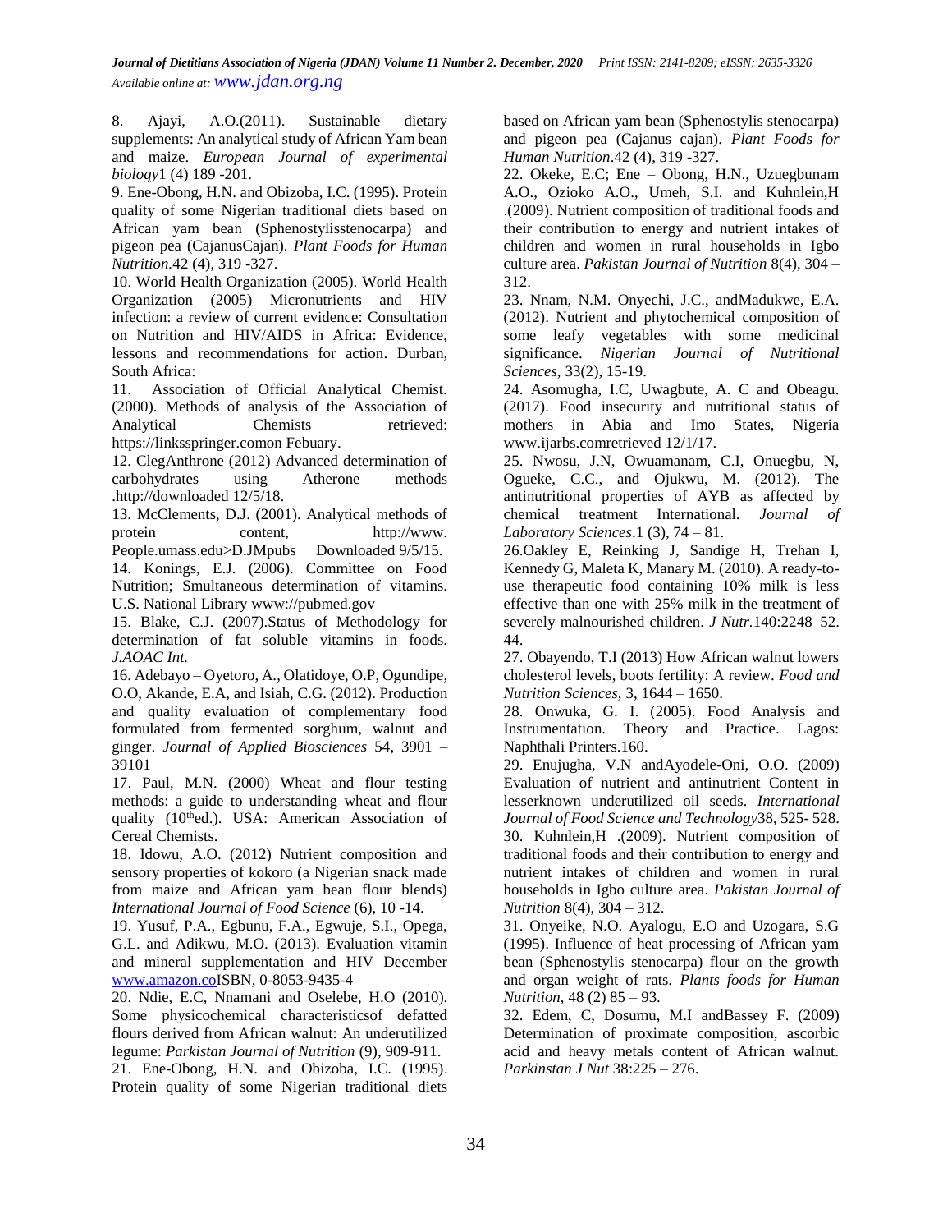8. Ajayi, A.O.(2011). Sustainable dietary supplements: An analytical study of African Yam bean and maize. *European Journal of experimental biology*1 (4) 189 -201.

9. Ene-Obong, H.N. and Obizoba, I.C. (1995). Protein quality of some Nigerian traditional diets based on African yam bean (Sphenostylisstenocarpa) and pigeon pea (CajanusCajan). *Plant Foods for Human Nutrition.*42 (4), 319 -327.

10. World Health Organization (2005). World Health Organization (2005) Micronutrients and HIV infection: a review of current evidence: Consultation on Nutrition and HIV/AIDS in Africa: Evidence, lessons and recommendations for action. Durban, South Africa:

11. Association of Official Analytical Chemist. (2000). Methods of analysis of the Association of Analytical Chemists retrieved: https://linksspringer.comon Febuary.

12. ClegAnthrone (2012) Advanced determination of carbohydrates using Atherone methods .http://downloaded 12/5/18.

13. McClements, D.J. (2001). Analytical methods of protein content, http://www. People.umass.edu>D.JMpubs Downloaded 9/5/15.

14. Konings, E.J. (2006). Committee on Food Nutrition; Smultaneous determination of vitamins. U.S. National Library www://pubmed.gov

15. Blake, C.J. (2007).Status of Methodology for determination of fat soluble vitamins in foods. *J.AOAC Int.*

16. Adebayo – Oyetoro, A., Olatidoye, O.P, Ogundipe, O.O, Akande, E.A, and Isiah, C.G. (2012). Production and quality evaluation of complementary food formulated from fermented sorghum, walnut and ginger. *Journal of Applied Biosciences* 54, 3901 – 39101

17. Paul, M.N. (2000) Wheat and flour testing methods: a guide to understanding wheat and flour quality (10thed.). USA: American Association of Cereal Chemists.

18. Idowu, A.O. (2012) Nutrient composition and sensory properties of kokoro (a Nigerian snack made from maize and African yam bean flour blends) *International Journal of Food Science* (6), 10 -14.

19. Yusuf, P.A., Egbunu, F.A., Egwuje, S.I., Opega, G.L. and Adikwu, M.O. (2013). Evaluation vitamin and mineral supplementation and HIV December www.amazon.coISBN, 0-8053-9435-4

20. Ndie, E.C, Nnamani and Oselebe, H.O (2010). Some physicochemical characteristicsof defatted flours derived from African walnut: An underutilized legume: *Parkistan Journal of Nutrition* (9), 909-911.

21. Ene-Obong, H.N. and Obizoba, I.C. (1995). Protein quality of some Nigerian traditional diets based on African yam bean (Sphenostylis stenocarpa) and pigeon pea (Cajanus cajan). *Plant Foods for Human Nutrition*.42 (4), 319 -327.

22. Okeke, E.C; Ene – Obong, H.N., Uzuegbunam A.O., Ozioko A.O., Umeh, S.I. and Kuhnlein,H .(2009). Nutrient composition of traditional foods and their contribution to energy and nutrient intakes of children and women in rural households in Igbo culture area. *Pakistan Journal of Nutrition* 8(4), 304 – 312.

23. Nnam, N.M. Onyechi, J.C., andMadukwe, E.A. (2012). Nutrient and phytochemical composition of some leafy vegetables with some medicinal significance. *Nigerian Journal of Nutritional Sciences*, 33(2), 15-19.

24. Asomugha, I.C, Uwagbute, A. C and Obeagu. (2017). Food insecurity and nutritional status of mothers in Abia and Imo States, Nigeria www.ijarbs.comretrieved 12/1/17.

25. Nwosu, J.N, Owuamanam, C.I, Onuegbu, N, Ogueke, C.C., and Ojukwu, M. (2012). The antinutritional properties of AYB as affected by chemical treatment International. *Journal of Laboratory Sciences*.1 (3), 74 – 81.

26.Oakley E, Reinking J, Sandige H, Trehan I, Kennedy G, Maleta K, Manary M. (2010). A ready-to-use therapeutic food containing 10% milk is less effective than one with 25% milk in the treatment of severely malnourished children. *J Nutr.*140:2248–52. 44.

27. Obayendo, T.I (2013) How African walnut lowers cholesterol levels, boosts fertility: A review. *Food and Nutrition Sciences*, 3, 1644 – 1650.

28. Onwuka, G. I. (2005). Food Analysis and Instrumentation. Theory and Practice. Lagos: Naphthali Printers.160.

29. Enujugha, V.N andAyodele-Oni, O.O. (2009) Evaluation of nutrient and antinutrient Content in lesserknown underutilized oil seeds. *International Journal of Food Science and Technology*38, 525- 528.

30. Kuhnlein,H .(2009). Nutrient composition of traditional foods and their contribution to energy and nutrient intakes of children and women in rural households in Igbo culture area. *Pakistan Journal of Nutrition* 8(4), 304 – 312.

31. Onyeike, N.O. Ayalogu, E.O and Uzogara, S.G (1995). Influence of heat processing of African yam bean (Sphenostylis stenocarpa) flour on the growth and organ weight of rats. *Plants foods for Human Nutrition*, 48 (2) 85 – 93.

32. Edem, C, Dosumu, M.I andBassey F. (2009) Determination of proximate composition, ascorbic acid and heavy metals content of African walnut. *Parkinstan J Nut* 38:225 – 276.